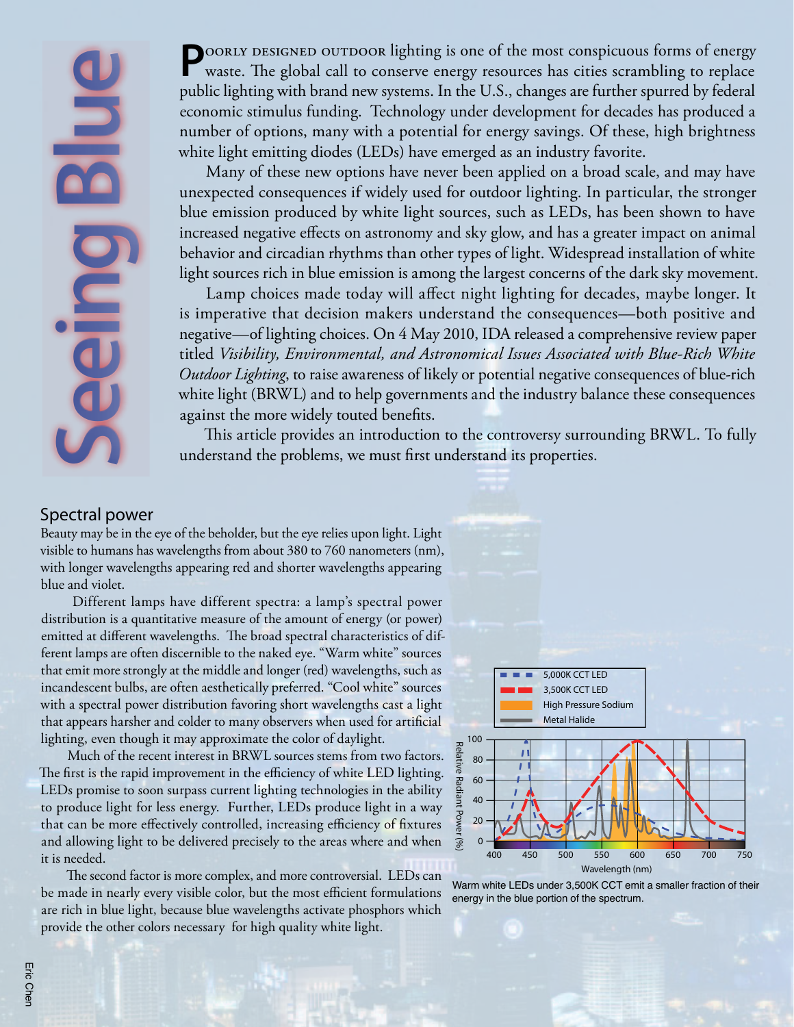# Seeing Blue

**P**OORLY DESIGNED OUTDOOR lighting is one of the most conspicuous forms of energy waste. The global call to conserve energy resources has cities scrambling to replace public lighting with brand new systems. In the U.S., changes are further spurred by federal economic stimulus funding. Technology under development for decades has produced a number of options, many with a potential for energy savings. Of these, high brightness white light emitting diodes (LEDs) have emerged as an industry favorite.

Many of these new options have never been applied on a broad scale, and may have unexpected consequences if widely used for outdoor lighting. In particular, the stronger blue emission produced by white light sources, such as LEDs, has been shown to have increased negative effects on astronomy and sky glow, and has a greater impact on animal behavior and circadian rhythms than other types of light. Widespread installation of white light sources rich in blue emission is among the largest concerns of the dark sky movement.

Lamp choices made today will affect night lighting for decades, maybe longer. It is imperative that decision makers understand the consequences—both positive and negative—of lighting choices. On 4 May 2010, IDA released a comprehensive review paper titled *Visibility, Environmental, and Astronomical Issues Associated with Blue-Rich White Outdoor Lighting*, to raise awareness of likely or potential negative consequences of blue-rich white light (BRWL) and to help governments and the industry balance these consequences against the more widely touted benefits.

This article provides an introduction to the controversy surrounding BRWL. To fully understand the problems, we must first understand its properties.

## Spectral power

Beauty may be in the eye of the beholder, but the eye relies upon light. Light visible to humans has wavelengths from about 380 to 760 nanometers (nm), with longer wavelengths appearing red and shorter wavelengths appearing blue and violet.

Different lamps have different spectra: a lamp's spectral power distribution is a quantitative measure of the amount of energy (or power) emitted at different wavelengths. The broad spectral characteristics of different lamps are often discernible to the naked eye. "Warm white" sources that emit more strongly at the middle and longer (red) wavelengths, such as incandescent bulbs, are often aesthetically preferred. "Cool white" sources with a spectral power distribution favoring short wavelengths cast a light that appears harsher and colder to many observers when used for artificial lighting, even though it may approximate the color of daylight.

Much of the recent interest in BRWL sources stems from two factors. The first is the rapid improvement in the efficiency of white LED lighting. LEDs promise to soon surpass current lighting technologies in the ability to produce light for less energy. Further, LEDs produce light in a way that can be more effectively controlled, increasing efficiency of fixtures and allowing light to be delivered precisely to the areas where and when it is needed.

The second factor is more complex, and more controversial. LEDs can be made in nearly every visible color, but the most efficient formulations are rich in blue light, because blue wavelengths activate phosphors which provide the other colors necessary for high quality white light.

Warm white LEDs under 3,500K CCT emit a smaller fraction of their energy in the blue portion of the spectrum.

Eric Chen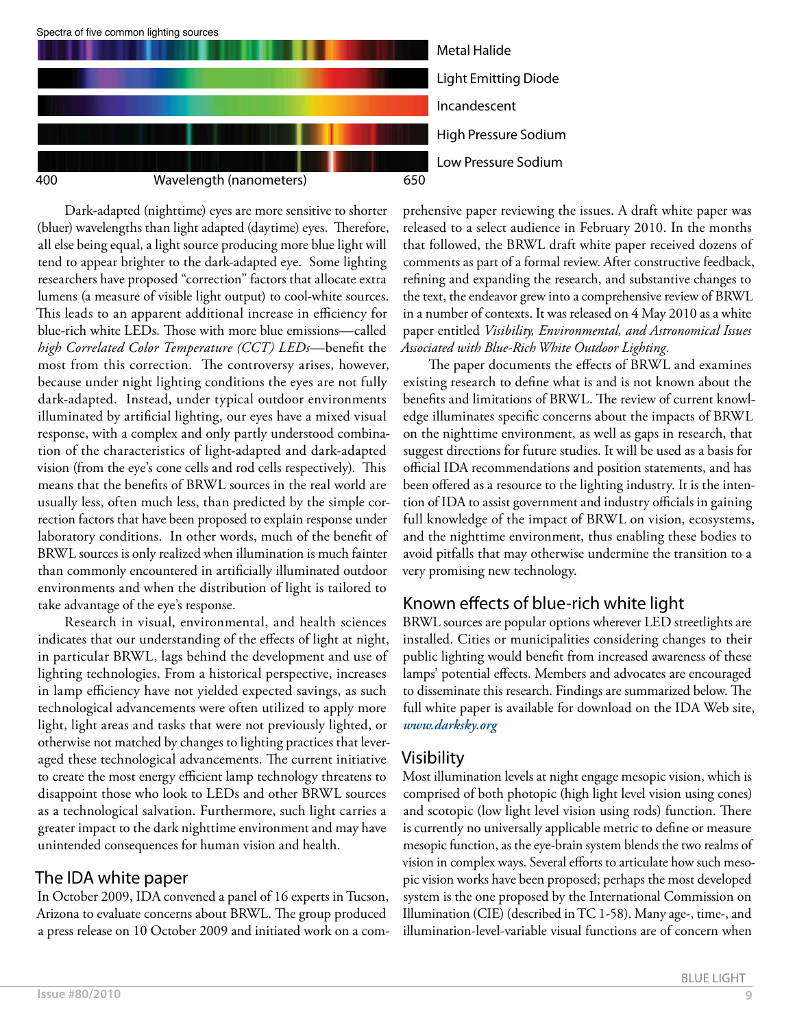Spectra of five common lighting sources

Metal Halide

Light Emitting Diode

Incandescent

High Pressure Sodium

Low Pressure Sodium

400 Wavelength (nanometers) 650

Dark-adapted (nighttime) eyes are more sensitive to shorter (bluer) wavelengths than light adapted (daytime) eyes. Therefore, all else being equal, a light source producing more blue light will tend to appear brighter to the dark-adapted eye. Some lighting researchers have proposed "correction" factors that allocate extra lumens (a measure of visible light output) to cool-white sources. This leads to an apparent additional increase in efficiency for blue-rich white LEDs. Those with more blue emissions—called *high Correlated Color Temperature (CCT) LEDs*—benefit the most from this correction. The controversy arises, however, because under night lighting conditions the eyes are not fully dark-adapted. Instead, under typical outdoor environments illuminated by artificial lighting, our eyes have a mixed visual response, with a complex and only partly understood combination of the characteristics of light-adapted and dark-adapted vision (from the eye's cone cells and rod cells respectively). This means that the benefits of BRWL sources in the real world are usually less, often much less, than predicted by the simple correction factors that have been proposed to explain response under laboratory conditions. In other words, much of the benefit of BRWL sources is only realized when illumination is much fainter than commonly encountered in artificially illuminated outdoor environments and when the distribution of light is tailored to take advantage of the eye's response.

Research in visual, environmental, and health sciences indicates that our understanding of the effects of light at night, in particular BRWL, lags behind the development and use of lighting technologies. From a historical perspective, increases in lamp efficiency have not yielded expected savings, as such technological advancements were often utilized to apply more light, light areas and tasks that were not previously lighted, or otherwise not matched by changes to lighting practices that leveraged these technological advancements. The current initiative to create the most energy efficient lamp technology threatens to disappoint those who look to LEDs and other BRWL sources as a technological salvation. Furthermore, such light carries a greater impact to the dark nighttime environment and may have unintended consequences for human vision and health.

## The IDA white paper

In October 2009, IDA convened a panel of 16 experts in Tucson, Arizona to evaluate concerns about BRWL. The group produced a press release on 10 October 2009 and initiated work on a comprehensive paper reviewing the issues. A draft white paper was released to a select audience in February 2010. In the months that followed, the BRWL draft white paper received dozens of comments as part of a formal review. After constructive feedback, refining and expanding the research, and substantive changes to the text, the endeavor grew into a comprehensive review of BRWL in a number of contexts. It was released on 4 May 2010 as a white paper entitled *Visibility, Environmental, and Astronomical Issues Associated with Blue-Rich White Outdoor Lighting*.

The paper documents the effects of BRWL and examines existing research to define what is and is not known about the benefits and limitations of BRWL. The review of current knowledge illuminates specific concerns about the impacts of BRWL on the nighttime environment, as well as gaps in research, that suggest directions for future studies. It will be used as a basis for official IDA recommendations and position statements, and has been offered as a resource to the lighting industry. It is the intention of IDA to assist government and industry officials in gaining full knowledge of the impact of BRWL on vision, ecosystems, and the nighttime environment, thus enabling these bodies to avoid pitfalls that may otherwise undermine the transition to a very promising new technology.

## Known effects of blue-rich white light

BRWL sources are popular options wherever LED streetlights are installed. Cities or municipalities considering changes to their public lighting would benefit from increased awareness of these lamps' potential effects. Members and advocates are encouraged to disseminate this research. Findings are summarized below. The full white paper is available for download on the IDA Web site, ***www.darksky.org***

## Visibility

Most illumination levels at night engage mesopic vision, which is comprised of both photopic (high light level vision using cones) and scotopic (low light level vision using rods) function. There is currently no universally applicable metric to define or measure mesopic function, as the eye-brain system blends the two realms of vision in complex ways. Several efforts to articulate how such mesopic vision works have been proposed; perhaps the most developed system is the one proposed by the International Commission on Illumination (CIE) (described in TC 1-58). Many age-, time-, and illumination-level-variable visual functions are of concern when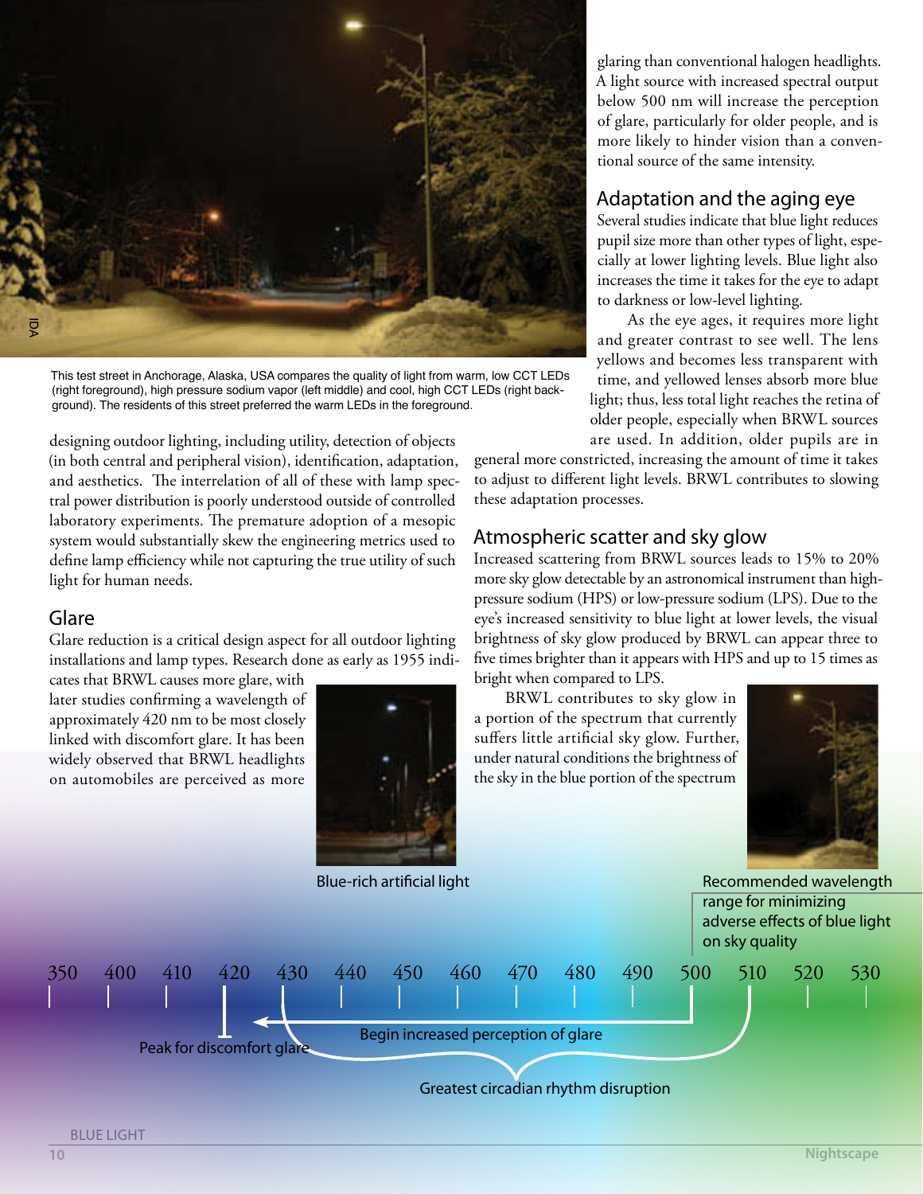This test street in Anchorage, Alaska, USA compares the quality of light from warm, low CCT LEDs (right foreground), high pressure sodium vapor (left middle) and cool, high CCT LEDs (right background). The residents of this street preferred the warm LEDs in the foreground.

designing outdoor lighting, including utility, detection of objects (in both central and peripheral vision), identification, adaptation, and aesthetics. The interrelation of all of these with lamp spectral power distribution is poorly understood outside of controlled laboratory experiments. The premature adoption of a mesopic system would substantially skew the engineering metrics used to define lamp efficiency while not capturing the true utility of such light for human needs.

## Glare

Glare reduction is a critical design aspect for all outdoor lighting installations and lamp types. Research done as early as 1955 indicates that BRWL causes more glare, with later studies confirming a wavelength of approximately 420 nm to be most closely linked with discomfort glare. It has been widely observed that BRWL headlights on automobiles are perceived as more glaring than conventional halogen headlights. A light source with increased spectral output below 500 nm will increase the perception of glare, particularly for older people, and is more likely to hinder vision than a conventional source of the same intensity.

## Adaptation and the aging eye

Several studies indicate that blue light reduces pupil size more than other types of light, especially at lower lighting levels. Blue light also increases the time it takes for the eye to adapt to darkness or low-level lighting.

As the eye ages, it requires more light and greater contrast to see well. The lens yellows and becomes less transparent with time, and yellowed lenses absorb more blue light; thus, less total light reaches the retina of older people, especially when BRWL sources are used. In addition, older pupils are in general more constricted, increasing the amount of time it takes to adjust to different light levels. BRWL contributes to slowing these adaptation processes.

## Atmospheric scatter and sky glow

Increased scattering from BRWL sources leads to 15% to 20% more sky glow detectable by an astronomical instrument than high-pressure sodium (HPS) or low-pressure sodium (LPS). Due to the eye's increased sensitivity to blue light at lower levels, the visual brightness of sky glow produced by BRWL can appear three to five times brighter than it appears with HPS and up to 15 times as bright when compared to LPS.

BRWL contributes to sky glow in a portion of the spectrum that currently suffers little artificial sky glow. Further, under natural conditions the brightness of the sky in the blue portion of the spectrum

Blue-rich artificial light

Recommended wavelength range for minimizing adverse effects of blue light on sky quality

350 400 410 420 430 440 450 460 470 480 490 500 510 520 530

Peak for discomfort glare

Begin increased perception of glare

Greatest circadian rhythm disruption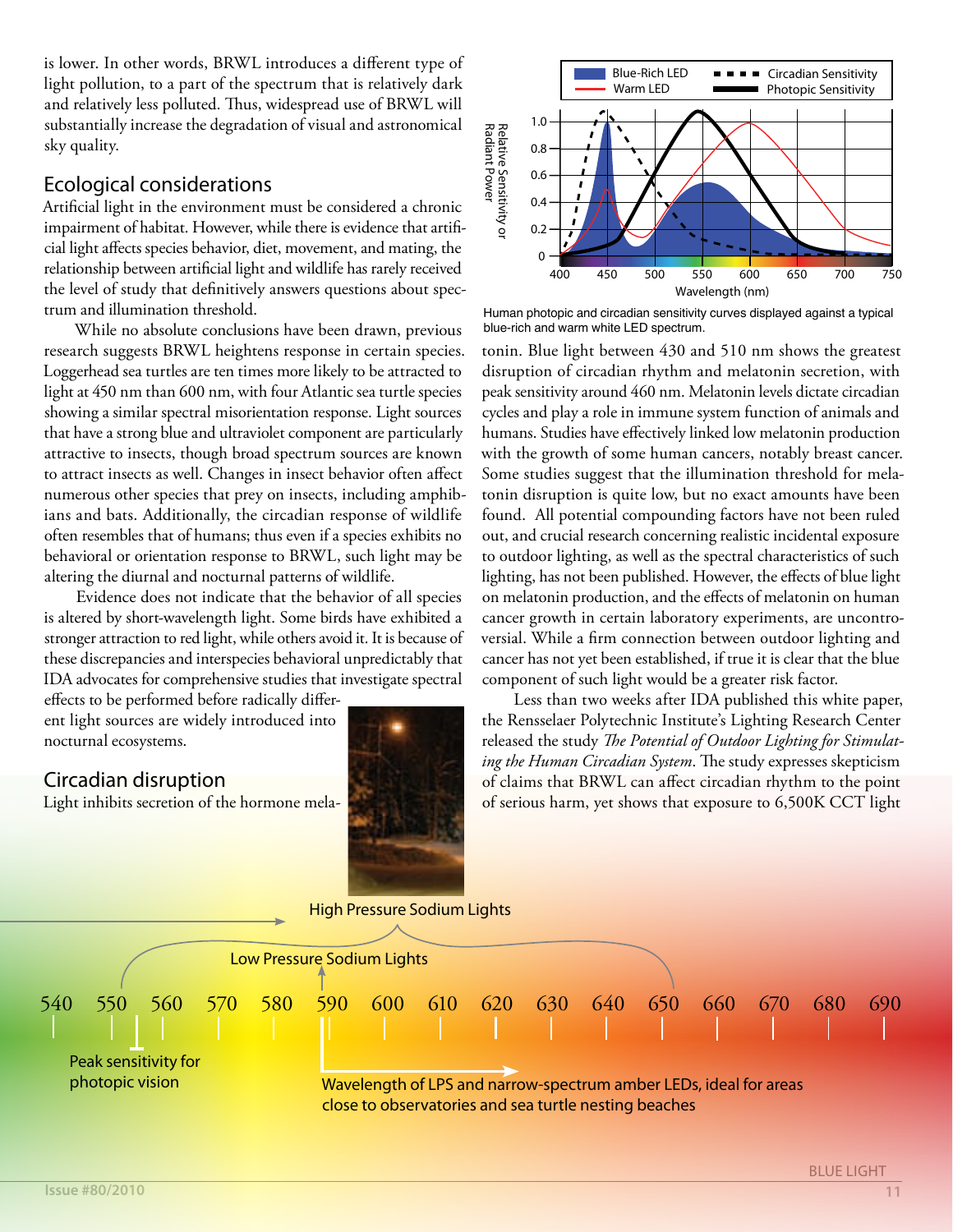is lower. In other words, BRWL introduces a different type of light pollution, to a part of the spectrum that is relatively dark and relatively less polluted. Thus, widespread use of BRWL will substantially increase the degradation of visual and astronomical sky quality.

## Ecological considerations

Artificial light in the environment must be considered a chronic impairment of habitat. However, while there is evidence that artificial light affects species behavior, diet, movement, and mating, the relationship between artificial light and wildlife has rarely received the level of study that definitively answers questions about spectrum and illumination threshold.

While no absolute conclusions have been drawn, previous research suggests BRWL heightens response in certain species. Loggerhead sea turtles are ten times more likely to be attracted to light at 450 nm than 600 nm, with four Atlantic sea turtle species showing a similar spectral misorientation response. Light sources that have a strong blue and ultraviolet component are particularly attractive to insects, though broad spectrum sources are known to attract insects as well. Changes in insect behavior often affect numerous other species that prey on insects, including amphibians and bats. Additionally, the circadian response of wildlife often resembles that of humans; thus even if a species exhibits no behavioral or orientation response to BRWL, such light may be altering the diurnal and nocturnal patterns of wildlife.

Evidence does not indicate that the behavior of all species is altered by short-wavelength light. Some birds have exhibited a stronger attraction to red light, while others avoid it. It is because of these discrepancies and interspecies behavioral unpredictably that IDA advocates for comprehensive studies that investigate spectral effects to be performed before radically different light sources are widely introduced into nocturnal ecosystems.

## Circadian disruption

Light inhibits secretion of the hormone melatonin. Blue light between 430 and 510 nm shows the greatest disruption of circadian rhythm and melatonin secretion, with peak sensitivity around 460 nm. Melatonin levels dictate circadian cycles and play a role in immune system function of animals and humans. Studies have effectively linked low melatonin production with the growth of some human cancers, notably breast cancer. Some studies suggest that the illumination threshold for melatonin disruption is quite low, but no exact amounts have been found. All potential compounding factors have not been ruled out, and crucial research concerning realistic incidental exposure to outdoor lighting, as well as the spectral characteristics of such lighting, has not been published. However, the effects of blue light on melatonin production, and the effects of melatonin on human cancer growth in certain laboratory experiments, are uncontroversial. While a firm connection between outdoor lighting and cancer has not yet been established, if true it is clear that the blue component of such light would be a greater risk factor.

Human photopic and circadian sensitivity curves displayed against a typical blue-rich and warm white LED spectrum.

Less than two weeks after IDA published this white paper, the Rensselaer Polytechnic Institute's Lighting Research Center released the study *The Potential of Outdoor Lighting for Stimulating the Human Circadian System*. The study expresses skepticism of claims that BRWL can affect circadian rhythm to the point of serious harm, yet shows that exposure to 6,500K CCT light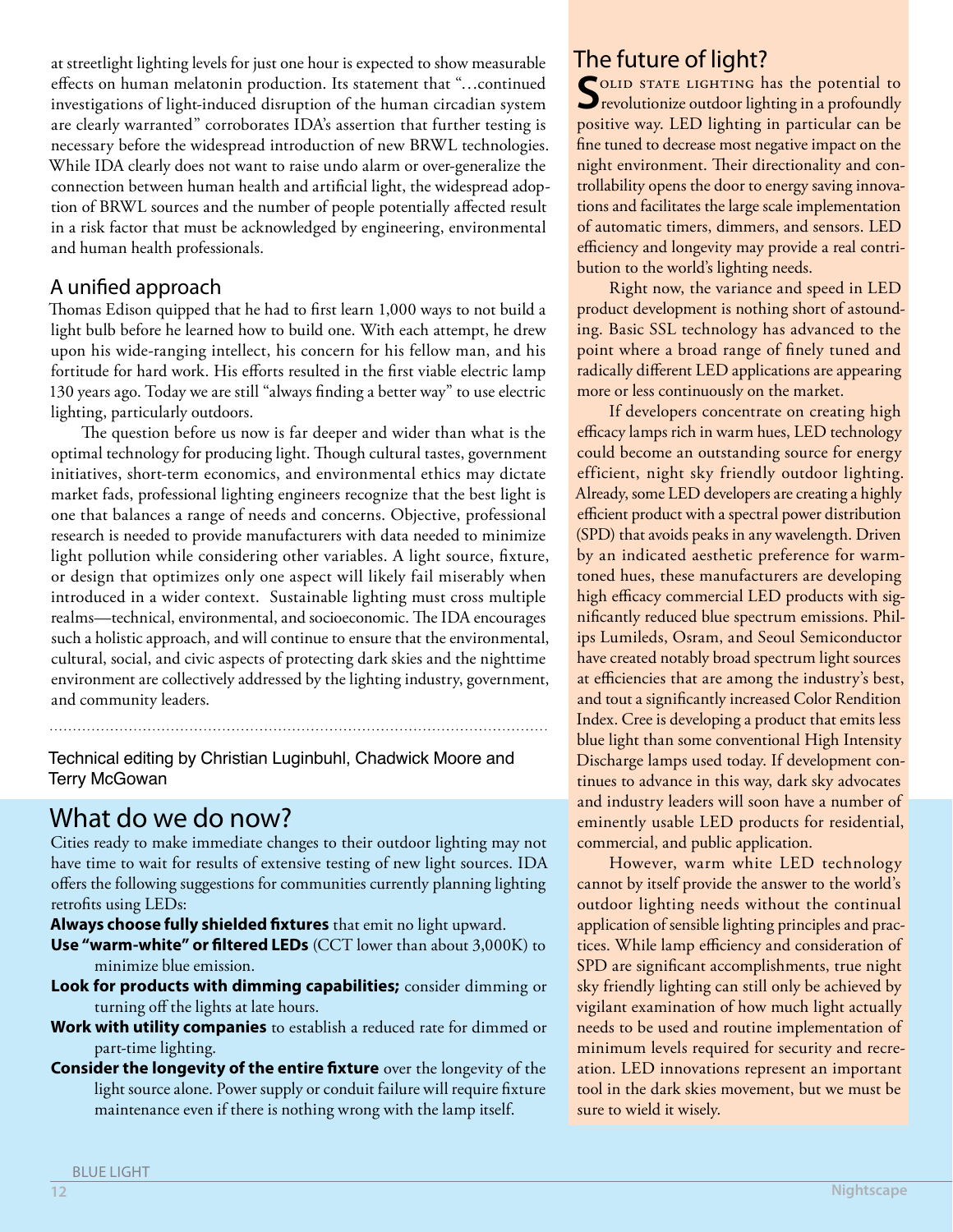at streetlight lighting levels for just one hour is expected to show measurable effects on human melatonin production. Its statement that "…continued investigations of light-induced disruption of the human circadian system are clearly warranted" corroborates IDA's assertion that further testing is necessary before the widespread introduction of new BRWL technologies. While IDA clearly does not want to raise undo alarm or over-generalize the connection between human health and artificial light, the widespread adoption of BRWL sources and the number of people potentially affected result in a risk factor that must be acknowledged by engineering, environmental and human health professionals.

## A unified approach

Thomas Edison quipped that he had to first learn 1,000 ways to not build a light bulb before he learned how to build one. With each attempt, he drew upon his wide-ranging intellect, his concern for his fellow man, and his fortitude for hard work. His efforts resulted in the first viable electric lamp 130 years ago. Today we are still "always finding a better way" to use electric lighting, particularly outdoors.

The question before us now is far deeper and wider than what is the optimal technology for producing light. Though cultural tastes, government initiatives, short-term economics, and environmental ethics may dictate market fads, professional lighting engineers recognize that the best light is one that balances a range of needs and concerns. Objective, professional research is needed to provide manufacturers with data needed to minimize light pollution while considering other variables. A light source, fixture, or design that optimizes only one aspect will likely fail miserably when introduced in a wider context. Sustainable lighting must cross multiple realms—technical, environmental, and socioeconomic. The IDA encourages such a holistic approach, and will continue to ensure that the environmental, cultural, social, and civic aspects of protecting dark skies and the nighttime environment are collectively addressed by the lighting industry, government, and community leaders.

Technical editing by Christian Luginbuhl, Chadwick Moore and Terry McGowan

## What do we do now?

Cities ready to make immediate changes to their outdoor lighting may not have time to wait for results of extensive testing of new light sources. IDA offers the following suggestions for communities currently planning lighting retrofits using LEDs:

- **Always choose fully shielded fixtures** that emit no light upward.
- **Use "warm-white" or filtered LEDs** (CCT lower than about 3,000K) to minimize blue emission.
- **Look for products with dimming capabilities;** consider dimming or turning off the lights at late hours.
- **Work with utility companies** to establish a reduced rate for dimmed or part-time lighting.
- **Consider the longevity of the entire fixture** over the longevity of the light source alone. Power supply or conduit failure will require fixture maintenance even if there is nothing wrong with the lamp itself.

## The future of light?

Solid state lighting has the potential to revolutionize outdoor lighting in a profoundly positive way. LED lighting in particular can be fine tuned to decrease most negative impact on the night environment. Their directionality and controllability opens the door to energy saving innovations and facilitates the large scale implementation of automatic timers, dimmers, and sensors. LED efficiency and longevity may provide a real contribution to the world's lighting needs.

Right now, the variance and speed in LED product development is nothing short of astounding. Basic SSL technology has advanced to the point where a broad range of finely tuned and radically different LED applications are appearing more or less continuously on the market.

If developers concentrate on creating high efficacy lamps rich in warm hues, LED technology could become an outstanding source for energy efficient, night sky friendly outdoor lighting. Already, some LED developers are creating a highly efficient product with a spectral power distribution (SPD) that avoids peaks in any wavelength. Driven by an indicated aesthetic preference for warm-toned hues, these manufacturers are developing high efficacy commercial LED products with significantly reduced blue spectrum emissions. Philips Lumileds, Osram, and Seoul Semiconductor have created notably broad spectrum light sources at efficiencies that are among the industry's best, and tout a significantly increased Color Rendition Index. Cree is developing a product that emits less blue light than some conventional High Intensity Discharge lamps used today. If development continues to advance in this way, dark sky advocates and industry leaders will soon have a number of eminently usable LED products for residential, commercial, and public application.

However, warm white LED technology cannot by itself provide the answer to the world's outdoor lighting needs without the continual application of sensible lighting principles and practices. While lamp efficiency and consideration of SPD are significant accomplishments, true night sky friendly lighting can still only be achieved by vigilant examination of how much light actually needs to be used and routine implementation of minimum levels required for security and recreation. LED innovations represent an important tool in the dark skies movement, but we must be sure to wield it wisely.